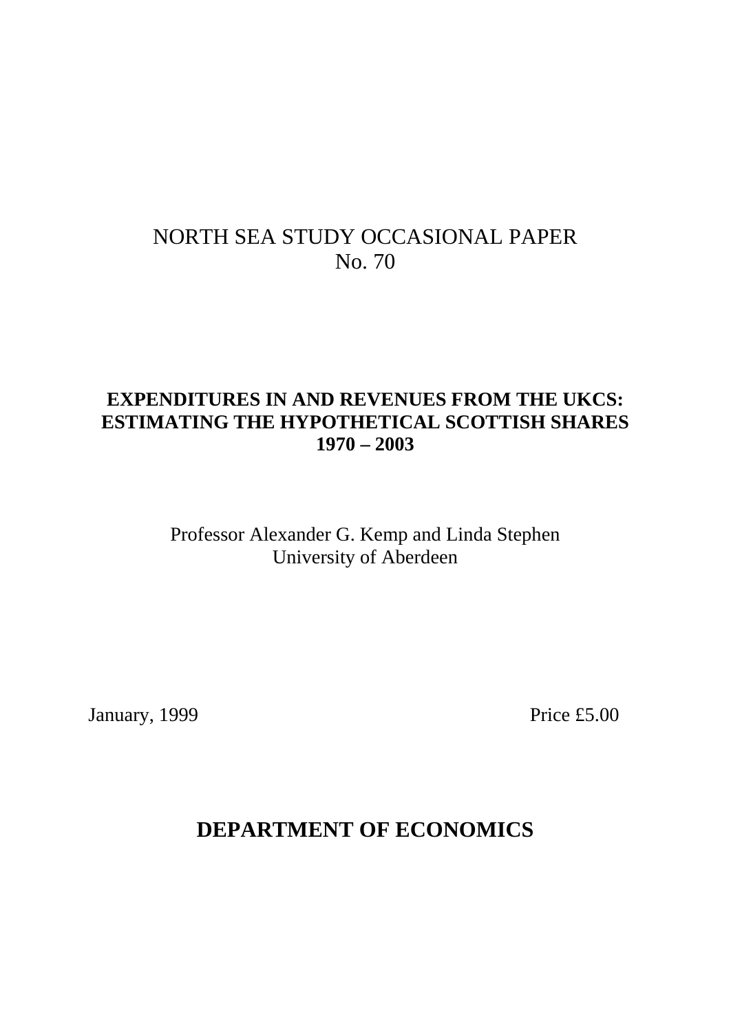NORTH SEA STUDY OCCASIONAL PAPER
No. 70

# EXPENDITURES IN AND REVENUES FROM THE UKCS: ESTIMATING THE HYPOTHETICAL SCOTTISH SHARES 1970 – 2003

Professor Alexander G. Kemp and Linda Stephen
University of Aberdeen

January, 1999

Price £5.00

## DEPARTMENT OF ECONOMICS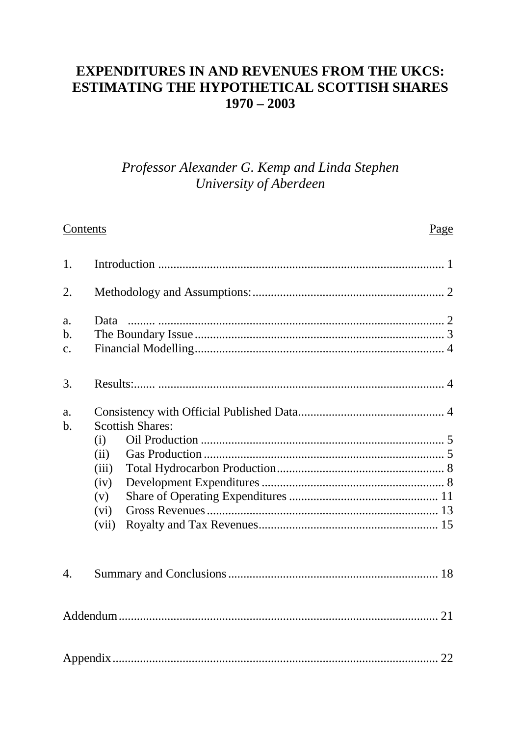# EXPENDITURES IN AND REVENUES FROM THE UKCS: ESTIMATING THE HYPOTHETICAL SCOTTISH SHARES 1970 – 2003

*Professor Alexander G. Kemp and Linda Stephen*
*University of Aberdeen*

| Contents | | | Page |
|---|---|---|---|
| 1. | Introduction | | 1 |
| 2. | Methodology and Assumptions: | | 2 |
| a. | Data | | 2 |
| b. | The Boundary Issue | | 3 |
| c. | Financial Modelling | | 4 |
| 3. | Results: | | 4 |
| a. | Consistency with Official Published Data | | 4 |
| b. | Scottish Shares: | | |
| | (i) | Oil Production | 5 |
| | (ii) | Gas Production | 5 |
| | (iii) | Total Hydrocarbon Production | 8 |
| | (iv) | Development Expenditures | 8 |
| | (v) | Share of Operating Expenditures | 11 |
| | (vi) | Gross Revenues | 13 |
| | (vii) | Royalty and Tax Revenues | 15 |
| 4. | Summary and Conclusions | | 18 |
| Addendum | | | 21 |
| Appendix | | | 22 |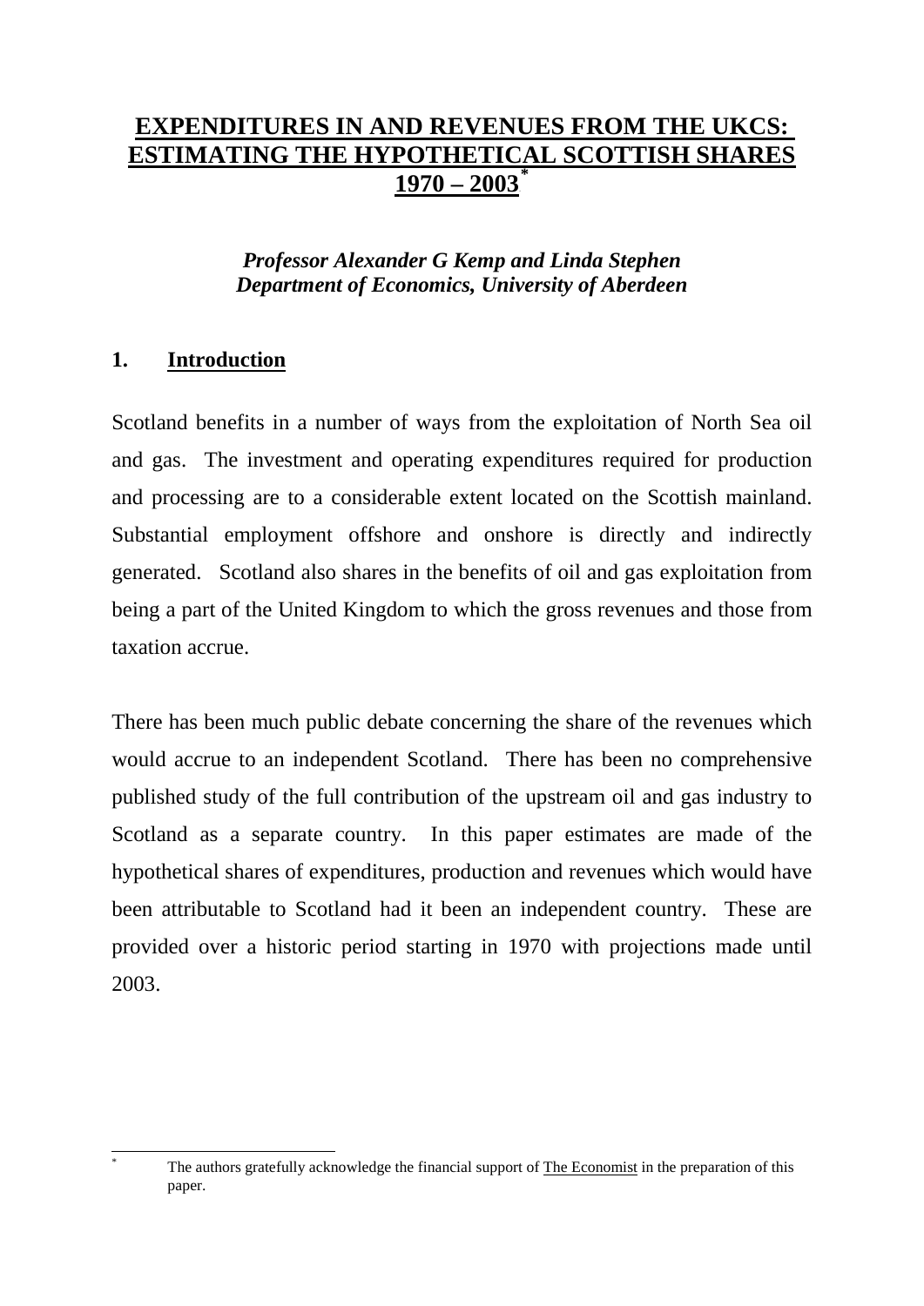# EXPENDITURES IN AND REVENUES FROM THE UKCS: ESTIMATING THE HYPOTHETICAL SCOTTISH SHARES 1970 – 2003*

***Professor Alexander G Kemp and Linda Stephen***
***Department of Economics, University of Aberdeen***

## 1. Introduction

Scotland benefits in a number of ways from the exploitation of North Sea oil and gas. The investment and operating expenditures required for production and processing are to a considerable extent located on the Scottish mainland. Substantial employment offshore and onshore is directly and indirectly generated. Scotland also shares in the benefits of oil and gas exploitation from being a part of the United Kingdom to which the gross revenues and those from taxation accrue.

There has been much public debate concerning the share of the revenues which would accrue to an independent Scotland. There has been no comprehensive published study of the full contribution of the upstream oil and gas industry to Scotland as a separate country. In this paper estimates are made of the hypothetical shares of expenditures, production and revenues which would have been attributable to Scotland had it been an independent country. These are provided over a historic period starting in 1970 with projections made until 2003.

---

* The authors gratefully acknowledge the financial support of The Economist in the preparation of this paper.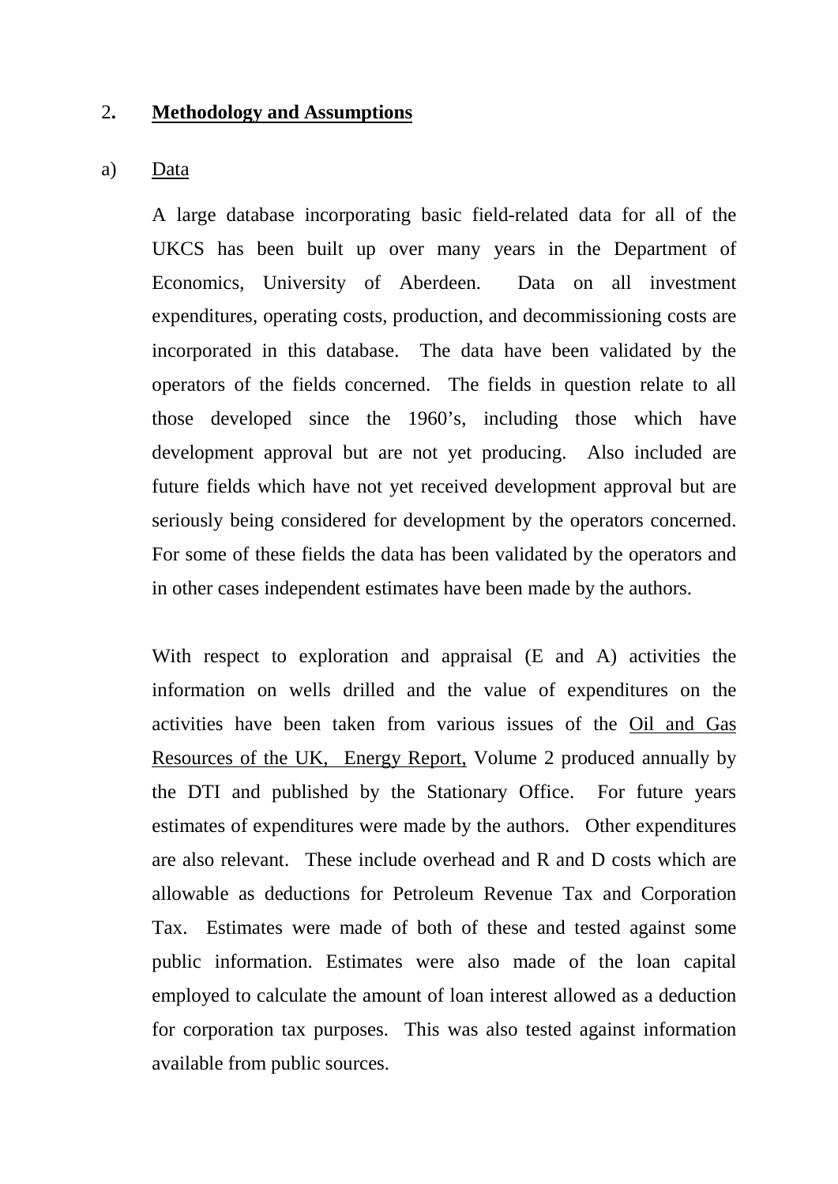## 2. **Methodology and Assumptions**

### a) Data

A large database incorporating basic field-related data for all of the UKCS has been built up over many years in the Department of Economics, University of Aberdeen. Data on all investment expenditures, operating costs, production, and decommissioning costs are incorporated in this database. The data have been validated by the operators of the fields concerned. The fields in question relate to all those developed since the 1960's, including those which have development approval but are not yet producing. Also included are future fields which have not yet received development approval but are seriously being considered for development by the operators concerned. For some of these fields the data has been validated by the operators and in other cases independent estimates have been made by the authors.

With respect to exploration and appraisal (E and A) activities the information on wells drilled and the value of expenditures on the activities have been taken from various issues of the Oil and Gas Resources of the UK, Energy Report, Volume 2 produced annually by the DTI and published by the Stationary Office. For future years estimates of expenditures were made by the authors. Other expenditures are also relevant. These include overhead and R and D costs which are allowable as deductions for Petroleum Revenue Tax and Corporation Tax. Estimates were made of both of these and tested against some public information. Estimates were also made of the loan capital employed to calculate the amount of loan interest allowed as a deduction for corporation tax purposes. This was also tested against information available from public sources.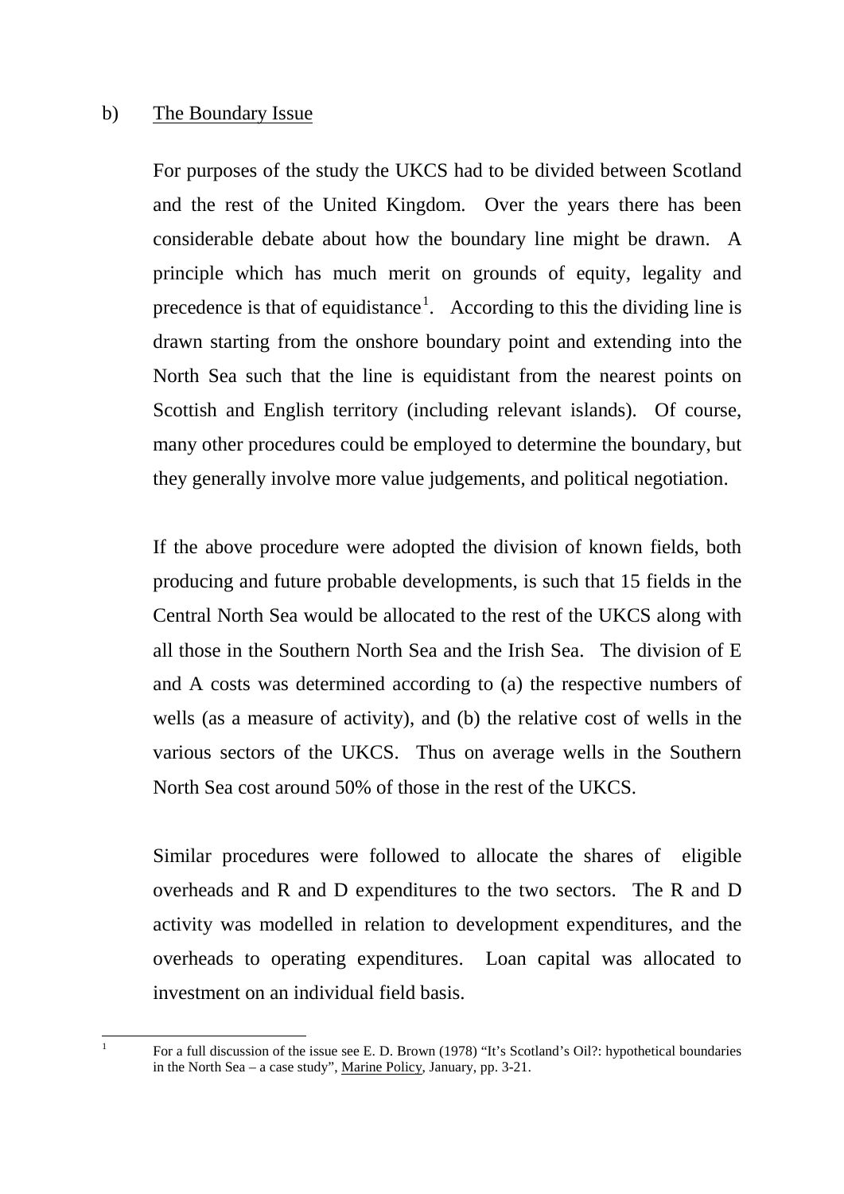b) <u>The Boundary Issue</u>

For purposes of the study the UKCS had to be divided between Scotland and the rest of the United Kingdom. Over the years there has been considerable debate about how the boundary line might be drawn. A principle which has much merit on grounds of equity, legality and precedence is that of equidistance[1]. According to this the dividing line is drawn starting from the onshore boundary point and extending into the North Sea such that the line is equidistant from the nearest points on Scottish and English territory (including relevant islands). Of course, many other procedures could be employed to determine the boundary, but they generally involve more value judgements, and political negotiation.

If the above procedure were adopted the division of known fields, both producing and future probable developments, is such that 15 fields in the Central North Sea would be allocated to the rest of the UKCS along with all those in the Southern North Sea and the Irish Sea. The division of E and A costs was determined according to (a) the respective numbers of wells (as a measure of activity), and (b) the relative cost of wells in the various sectors of the UKCS. Thus on average wells in the Southern North Sea cost around 50% of those in the rest of the UKCS.

Similar procedures were followed to allocate the shares of eligible overheads and R and D expenditures to the two sectors. The R and D activity was modelled in relation to development expenditures, and the overheads to operating expenditures. Loan capital was allocated to investment on an individual field basis.

---

[1] For a full discussion of the issue see E. D. Brown (1978) "It's Scotland's Oil?: hypothetical boundaries in the North Sea – a case study", <u>Marine Policy</u>, January, pp. 3-21.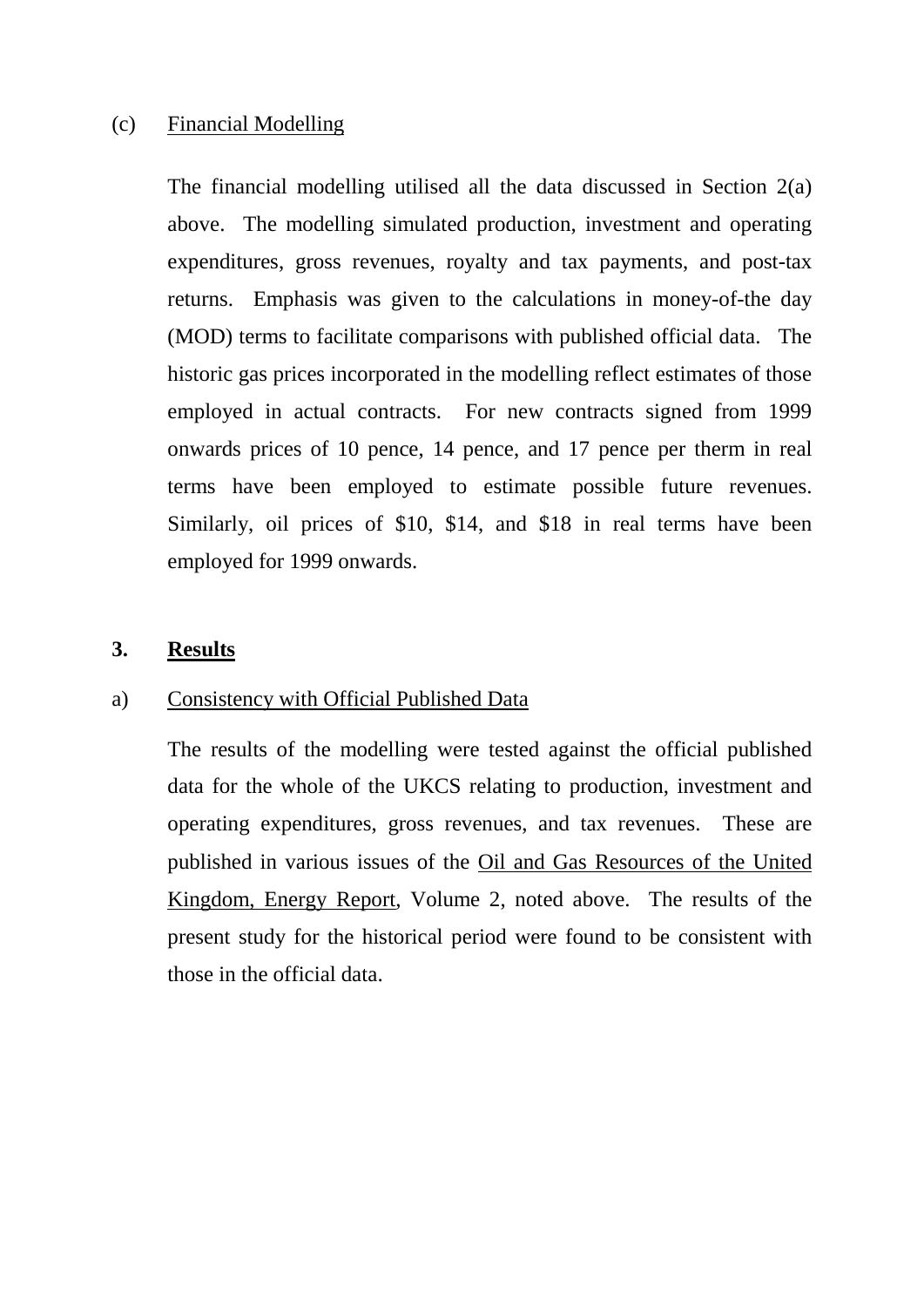### (c) Financial Modelling

The financial modelling utilised all the data discussed in Section 2(a) above. The modelling simulated production, investment and operating expenditures, gross revenues, royalty and tax payments, and post-tax returns. Emphasis was given to the calculations in money-of-the day (MOD) terms to facilitate comparisons with published official data. The historic gas prices incorporated in the modelling reflect estimates of those employed in actual contracts. For new contracts signed from 1999 onwards prices of 10 pence, 14 pence, and 17 pence per therm in real terms have been employed to estimate possible future revenues. Similarly, oil prices of $10, $14, and $18 in real terms have been employed for 1999 onwards.

## 3. Results

### a) Consistency with Official Published Data

The results of the modelling were tested against the official published data for the whole of the UKCS relating to production, investment and operating expenditures, gross revenues, and tax revenues. These are published in various issues of the Oil and Gas Resources of the United Kingdom, Energy Report, Volume 2, noted above. The results of the present study for the historical period were found to be consistent with those in the official data.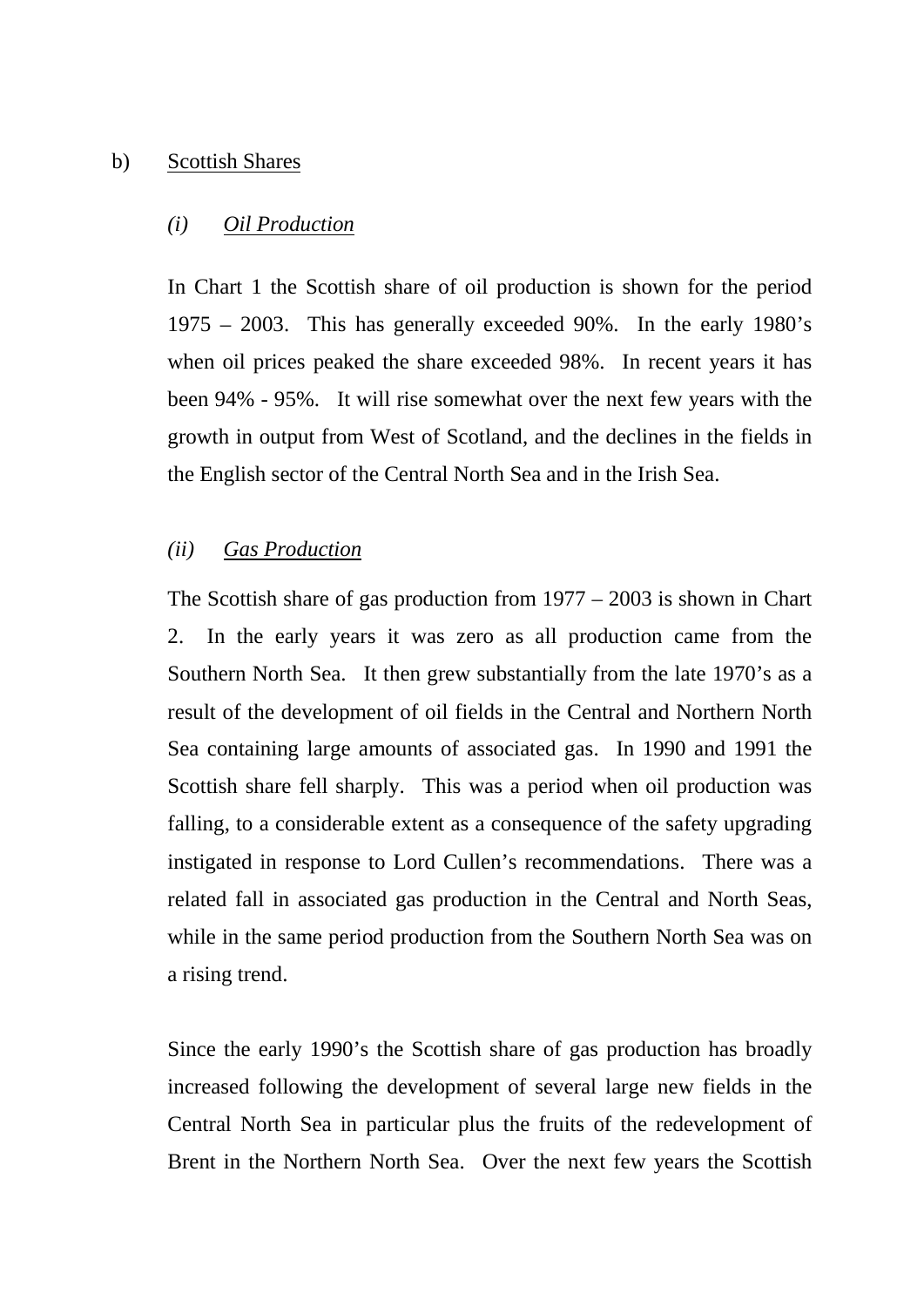b) <u>Scottish Shares</u>

*(i) <u>Oil Production</u>*

In Chart 1 the Scottish share of oil production is shown for the period 1975 – 2003. This has generally exceeded 90%. In the early 1980's when oil prices peaked the share exceeded 98%. In recent years it has been 94% - 95%. It will rise somewhat over the next few years with the growth in output from West of Scotland, and the declines in the fields in the English sector of the Central North Sea and in the Irish Sea.

*(ii) <u>Gas Production</u>*

The Scottish share of gas production from 1977 – 2003 is shown in Chart 2. In the early years it was zero as all production came from the Southern North Sea. It then grew substantially from the late 1970's as a result of the development of oil fields in the Central and Northern North Sea containing large amounts of associated gas. In 1990 and 1991 the Scottish share fell sharply. This was a period when oil production was falling, to a considerable extent as a consequence of the safety upgrading instigated in response to Lord Cullen's recommendations. There was a related fall in associated gas production in the Central and North Seas, while in the same period production from the Southern North Sea was on a rising trend.

Since the early 1990's the Scottish share of gas production has broadly increased following the development of several large new fields in the Central North Sea in particular plus the fruits of the redevelopment of Brent in the Northern North Sea. Over the next few years the Scottish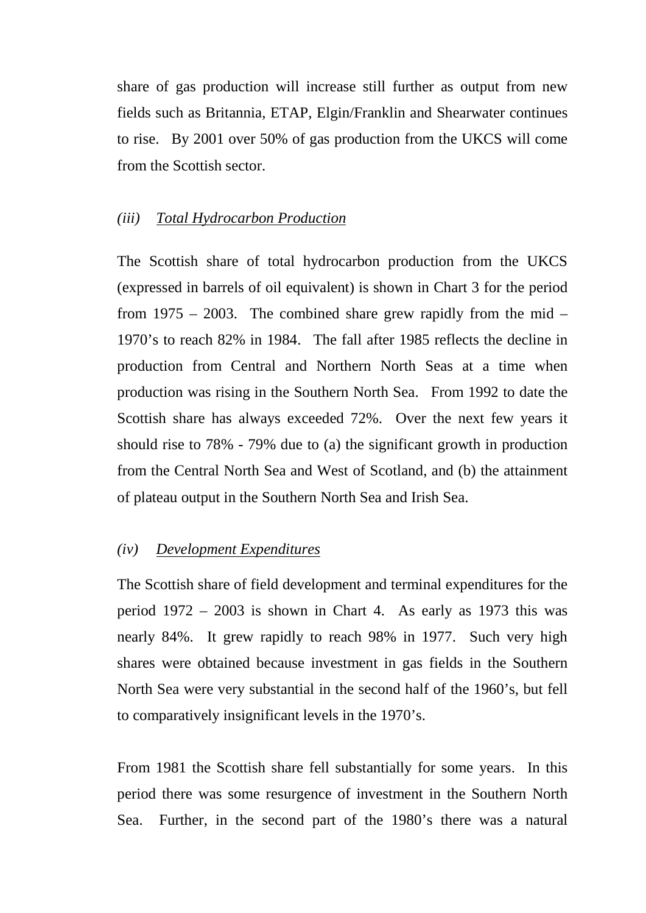share of gas production will increase still further as output from new fields such as Britannia, ETAP, Elgin/Franklin and Shearwater continues to rise. By 2001 over 50% of gas production from the UKCS will come from the Scottish sector.

### *(iii) Total Hydrocarbon Production*

The Scottish share of total hydrocarbon production from the UKCS (expressed in barrels of oil equivalent) is shown in Chart 3 for the period from 1975 – 2003. The combined share grew rapidly from the mid – 1970's to reach 82% in 1984. The fall after 1985 reflects the decline in production from Central and Northern North Seas at a time when production was rising in the Southern North Sea. From 1992 to date the Scottish share has always exceeded 72%. Over the next few years it should rise to 78% - 79% due to (a) the significant growth in production from the Central North Sea and West of Scotland, and (b) the attainment of plateau output in the Southern North Sea and Irish Sea.

### *(iv) Development Expenditures*

The Scottish share of field development and terminal expenditures for the period 1972 – 2003 is shown in Chart 4. As early as 1973 this was nearly 84%. It grew rapidly to reach 98% in 1977. Such very high shares were obtained because investment in gas fields in the Southern North Sea were very substantial in the second half of the 1960's, but fell to comparatively insignificant levels in the 1970's.

From 1981 the Scottish share fell substantially for some years. In this period there was some resurgence of investment in the Southern North Sea. Further, in the second part of the 1980's there was a natural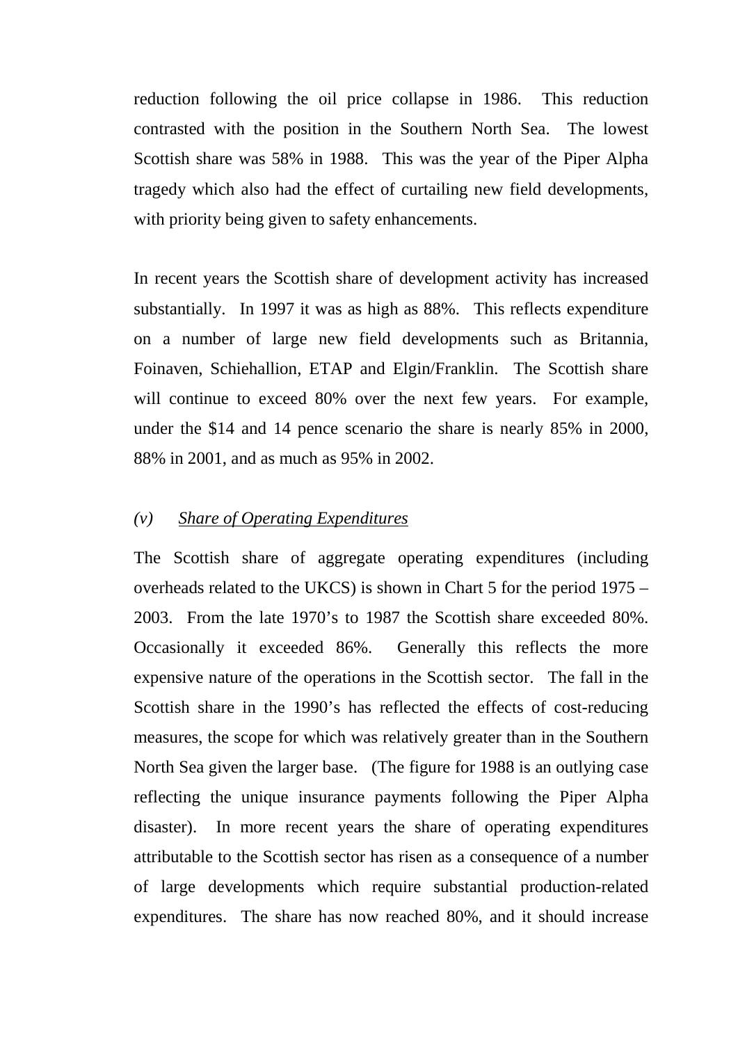reduction following the oil price collapse in 1986. This reduction contrasted with the position in the Southern North Sea. The lowest Scottish share was 58% in 1988. This was the year of the Piper Alpha tragedy which also had the effect of curtailing new field developments, with priority being given to safety enhancements.

In recent years the Scottish share of development activity has increased substantially. In 1997 it was as high as 88%. This reflects expenditure on a number of large new field developments such as Britannia, Foinaven, Schiehallion, ETAP and Elgin/Franklin. The Scottish share will continue to exceed 80% over the next few years. For example, under the $14 and 14 pence scenario the share is nearly 85% in 2000, 88% in 2001, and as much as 95% in 2002.

### *(v)* *<u>Share of Operating Expenditures</u>*

The Scottish share of aggregate operating expenditures (including overheads related to the UKCS) is shown in Chart 5 for the period 1975 – 2003. From the late 1970's to 1987 the Scottish share exceeded 80%. Occasionally it exceeded 86%. Generally this reflects the more expensive nature of the operations in the Scottish sector. The fall in the Scottish share in the 1990's has reflected the effects of cost-reducing measures, the scope for which was relatively greater than in the Southern North Sea given the larger base. (The figure for 1988 is an outlying case reflecting the unique insurance payments following the Piper Alpha disaster). In more recent years the share of operating expenditures attributable to the Scottish sector has risen as a consequence of a number of large developments which require substantial production-related expenditures. The share has now reached 80%, and it should increase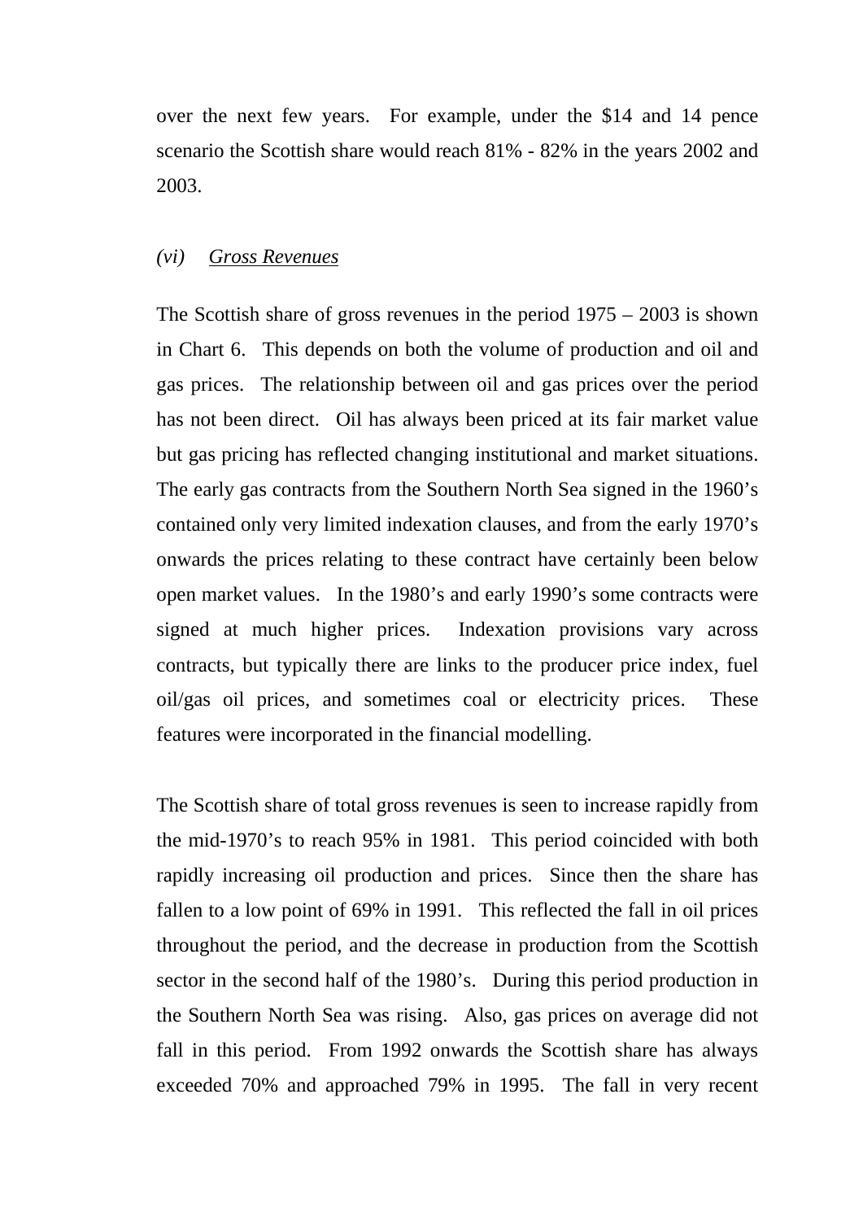over the next few years. For example, under the $14 and 14 pence scenario the Scottish share would reach 81% - 82% in the years 2002 and 2003.

### *(vi)* *Gross Revenues*

The Scottish share of gross revenues in the period 1975 – 2003 is shown in Chart 6. This depends on both the volume of production and oil and gas prices. The relationship between oil and gas prices over the period has not been direct. Oil has always been priced at its fair market value but gas pricing has reflected changing institutional and market situations. The early gas contracts from the Southern North Sea signed in the 1960's contained only very limited indexation clauses, and from the early 1970's onwards the prices relating to these contract have certainly been below open market values. In the 1980's and early 1990's some contracts were signed at much higher prices. Indexation provisions vary across contracts, but typically there are links to the producer price index, fuel oil/gas oil prices, and sometimes coal or electricity prices. These features were incorporated in the financial modelling.

The Scottish share of total gross revenues is seen to increase rapidly from the mid-1970's to reach 95% in 1981. This period coincided with both rapidly increasing oil production and prices. Since then the share has fallen to a low point of 69% in 1991. This reflected the fall in oil prices throughout the period, and the decrease in production from the Scottish sector in the second half of the 1980's. During this period production in the Southern North Sea was rising. Also, gas prices on average did not fall in this period. From 1992 onwards the Scottish share has always exceeded 70% and approached 79% in 1995. The fall in very recent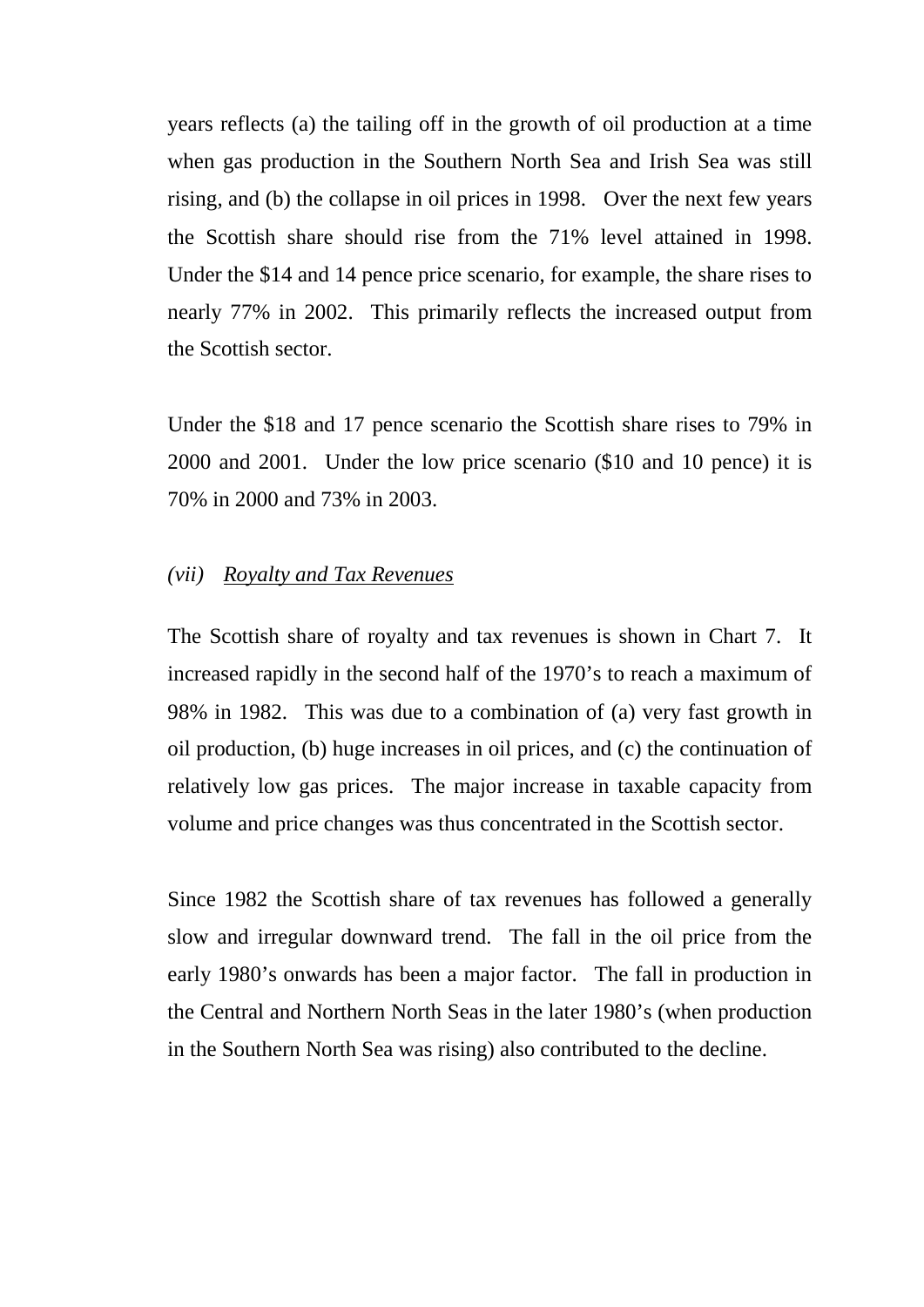years reflects (a) the tailing off in the growth of oil production at a time when gas production in the Southern North Sea and Irish Sea was still rising, and (b) the collapse in oil prices in 1998. Over the next few years the Scottish share should rise from the 71% level attained in 1998. Under the $14 and 14 pence price scenario, for example, the share rises to nearly 77% in 2002. This primarily reflects the increased output from the Scottish sector.

Under the $18 and 17 pence scenario the Scottish share rises to 79% in 2000 and 2001. Under the low price scenario ($10 and 10 pence) it is 70% in 2000 and 73% in 2003.

### *(vii)* *<u>Royalty and Tax Revenues</u>*

The Scottish share of royalty and tax revenues is shown in Chart 7. It increased rapidly in the second half of the 1970's to reach a maximum of 98% in 1982. This was due to a combination of (a) very fast growth in oil production, (b) huge increases in oil prices, and (c) the continuation of relatively low gas prices. The major increase in taxable capacity from volume and price changes was thus concentrated in the Scottish sector.

Since 1982 the Scottish share of tax revenues has followed a generally slow and irregular downward trend. The fall in the oil price from the early 1980's onwards has been a major factor. The fall in production in the Central and Northern North Seas in the later 1980's (when production in the Southern North Sea was rising) also contributed to the decline.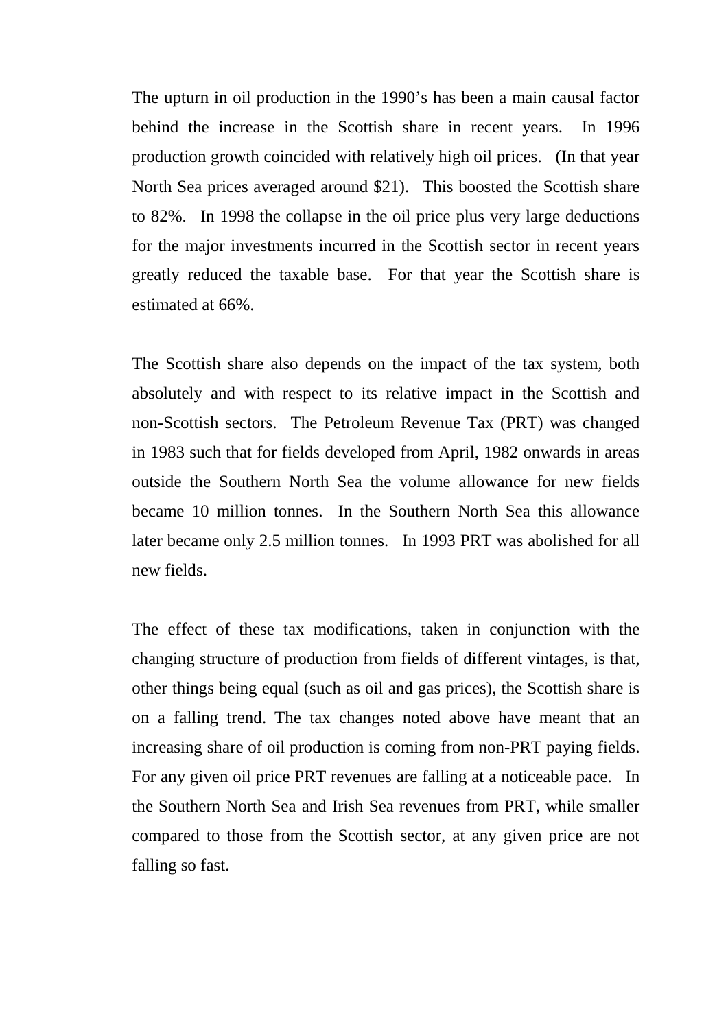The upturn in oil production in the 1990's has been a main causal factor behind the increase in the Scottish share in recent years. In 1996 production growth coincided with relatively high oil prices. (In that year North Sea prices averaged around $21). This boosted the Scottish share to 82%. In 1998 the collapse in the oil price plus very large deductions for the major investments incurred in the Scottish sector in recent years greatly reduced the taxable base. For that year the Scottish share is estimated at 66%.

The Scottish share also depends on the impact of the tax system, both absolutely and with respect to its relative impact in the Scottish and non-Scottish sectors. The Petroleum Revenue Tax (PRT) was changed in 1983 such that for fields developed from April, 1982 onwards in areas outside the Southern North Sea the volume allowance for new fields became 10 million tonnes. In the Southern North Sea this allowance later became only 2.5 million tonnes. In 1993 PRT was abolished for all new fields.

The effect of these tax modifications, taken in conjunction with the changing structure of production from fields of different vintages, is that, other things being equal (such as oil and gas prices), the Scottish share is on a falling trend. The tax changes noted above have meant that an increasing share of oil production is coming from non-PRT paying fields. For any given oil price PRT revenues are falling at a noticeable pace. In the Southern North Sea and Irish Sea revenues from PRT, while smaller compared to those from the Scottish sector, at any given price are not falling so fast.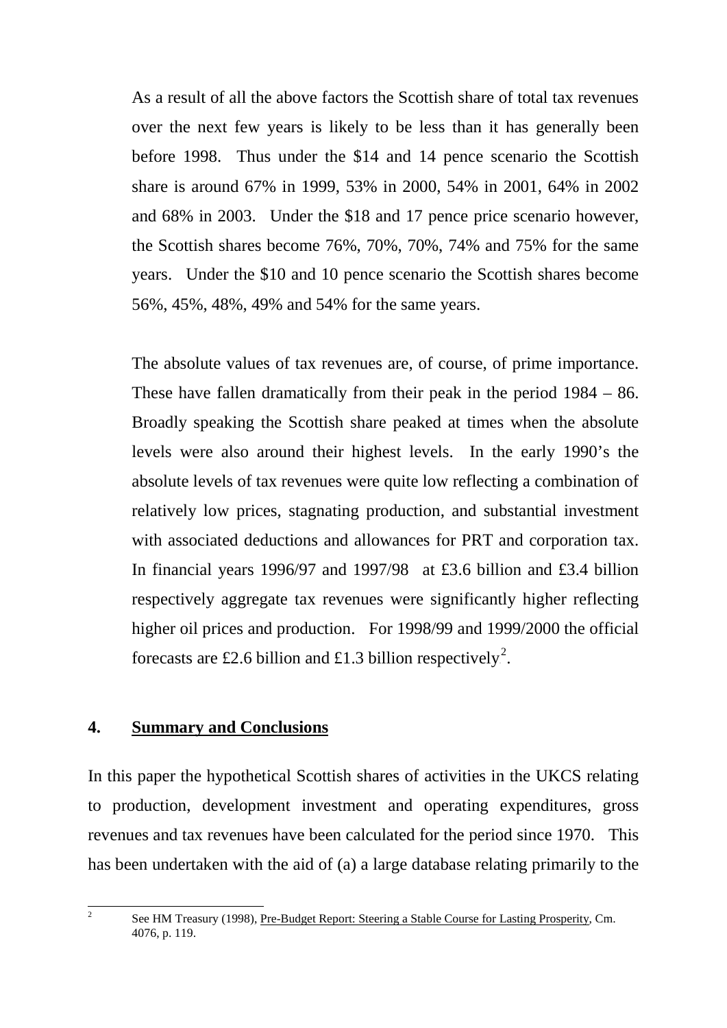As a result of all the above factors the Scottish share of total tax revenues over the next few years is likely to be less than it has generally been before 1998. Thus under the $14 and 14 pence scenario the Scottish share is around 67% in 1999, 53% in 2000, 54% in 2001, 64% in 2002 and 68% in 2003. Under the $18 and 17 pence price scenario however, the Scottish shares become 76%, 70%, 70%, 74% and 75% for the same years. Under the $10 and 10 pence scenario the Scottish shares become 56%, 45%, 48%, 49% and 54% for the same years.

The absolute values of tax revenues are, of course, of prime importance. These have fallen dramatically from their peak in the period 1984 – 86. Broadly speaking the Scottish share peaked at times when the absolute levels were also around their highest levels. In the early 1990's the absolute levels of tax revenues were quite low reflecting a combination of relatively low prices, stagnating production, and substantial investment with associated deductions and allowances for PRT and corporation tax. In financial years 1996/97 and 1997/98 at £3.6 billion and £3.4 billion respectively aggregate tax revenues were significantly higher reflecting higher oil prices and production. For 1998/99 and 1999/2000 the official forecasts are £2.6 billion and £1.3 billion respectively[2].

## 4. Summary and Conclusions

In this paper the hypothetical Scottish shares of activities in the UKCS relating to production, development investment and operating expenditures, gross revenues and tax revenues have been calculated for the period since 1970. This has been undertaken with the aid of (a) a large database relating primarily to the

[2] See HM Treasury (1998), Pre-Budget Report: Steering a Stable Course for Lasting Prosperity, Cm. 4076, p. 119.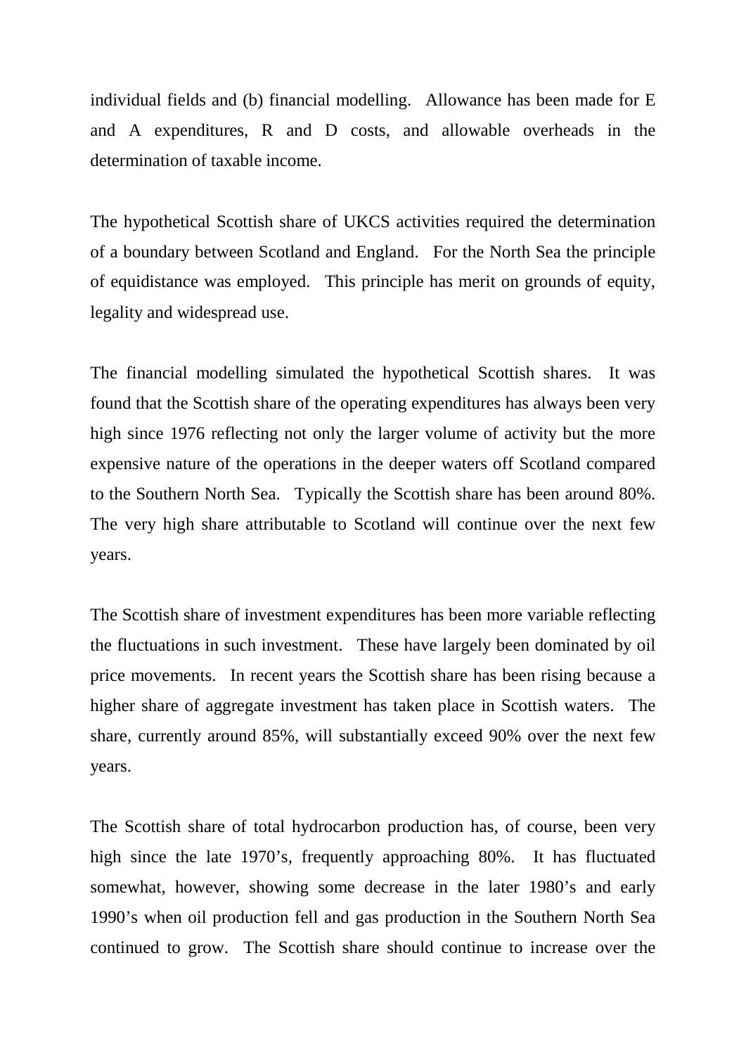individual fields and (b) financial modelling. Allowance has been made for E and A expenditures, R and D costs, and allowable overheads in the determination of taxable income.

The hypothetical Scottish share of UKCS activities required the determination of a boundary between Scotland and England. For the North Sea the principle of equidistance was employed. This principle has merit on grounds of equity, legality and widespread use.

The financial modelling simulated the hypothetical Scottish shares. It was found that the Scottish share of the operating expenditures has always been very high since 1976 reflecting not only the larger volume of activity but the more expensive nature of the operations in the deeper waters off Scotland compared to the Southern North Sea. Typically the Scottish share has been around 80%. The very high share attributable to Scotland will continue over the next few years.

The Scottish share of investment expenditures has been more variable reflecting the fluctuations in such investment. These have largely been dominated by oil price movements. In recent years the Scottish share has been rising because a higher share of aggregate investment has taken place in Scottish waters. The share, currently around 85%, will substantially exceed 90% over the next few years.

The Scottish share of total hydrocarbon production has, of course, been very high since the late 1970's, frequently approaching 80%. It has fluctuated somewhat, however, showing some decrease in the later 1980's and early 1990's when oil production fell and gas production in the Southern North Sea continued to grow. The Scottish share should continue to increase over the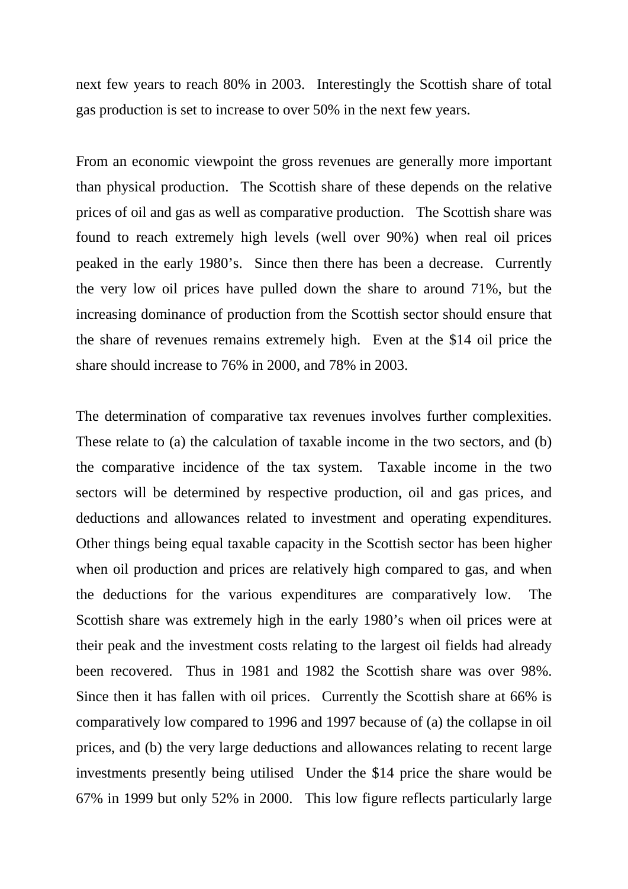next few years to reach 80% in 2003. Interestingly the Scottish share of total gas production is set to increase to over 50% in the next few years.

From an economic viewpoint the gross revenues are generally more important than physical production. The Scottish share of these depends on the relative prices of oil and gas as well as comparative production. The Scottish share was found to reach extremely high levels (well over 90%) when real oil prices peaked in the early 1980's. Since then there has been a decrease. Currently the very low oil prices have pulled down the share to around 71%, but the increasing dominance of production from the Scottish sector should ensure that the share of revenues remains extremely high. Even at the $14 oil price the share should increase to 76% in 2000, and 78% in 2003.

The determination of comparative tax revenues involves further complexities. These relate to (a) the calculation of taxable income in the two sectors, and (b) the comparative incidence of the tax system. Taxable income in the two sectors will be determined by respective production, oil and gas prices, and deductions and allowances related to investment and operating expenditures. Other things being equal taxable capacity in the Scottish sector has been higher when oil production and prices are relatively high compared to gas, and when the deductions for the various expenditures are comparatively low. The Scottish share was extremely high in the early 1980's when oil prices were at their peak and the investment costs relating to the largest oil fields had already been recovered. Thus in 1981 and 1982 the Scottish share was over 98%. Since then it has fallen with oil prices. Currently the Scottish share at 66% is comparatively low compared to 1996 and 1997 because of (a) the collapse in oil prices, and (b) the very large deductions and allowances relating to recent large investments presently being utilised Under the $14 price the share would be 67% in 1999 but only 52% in 2000. This low figure reflects particularly large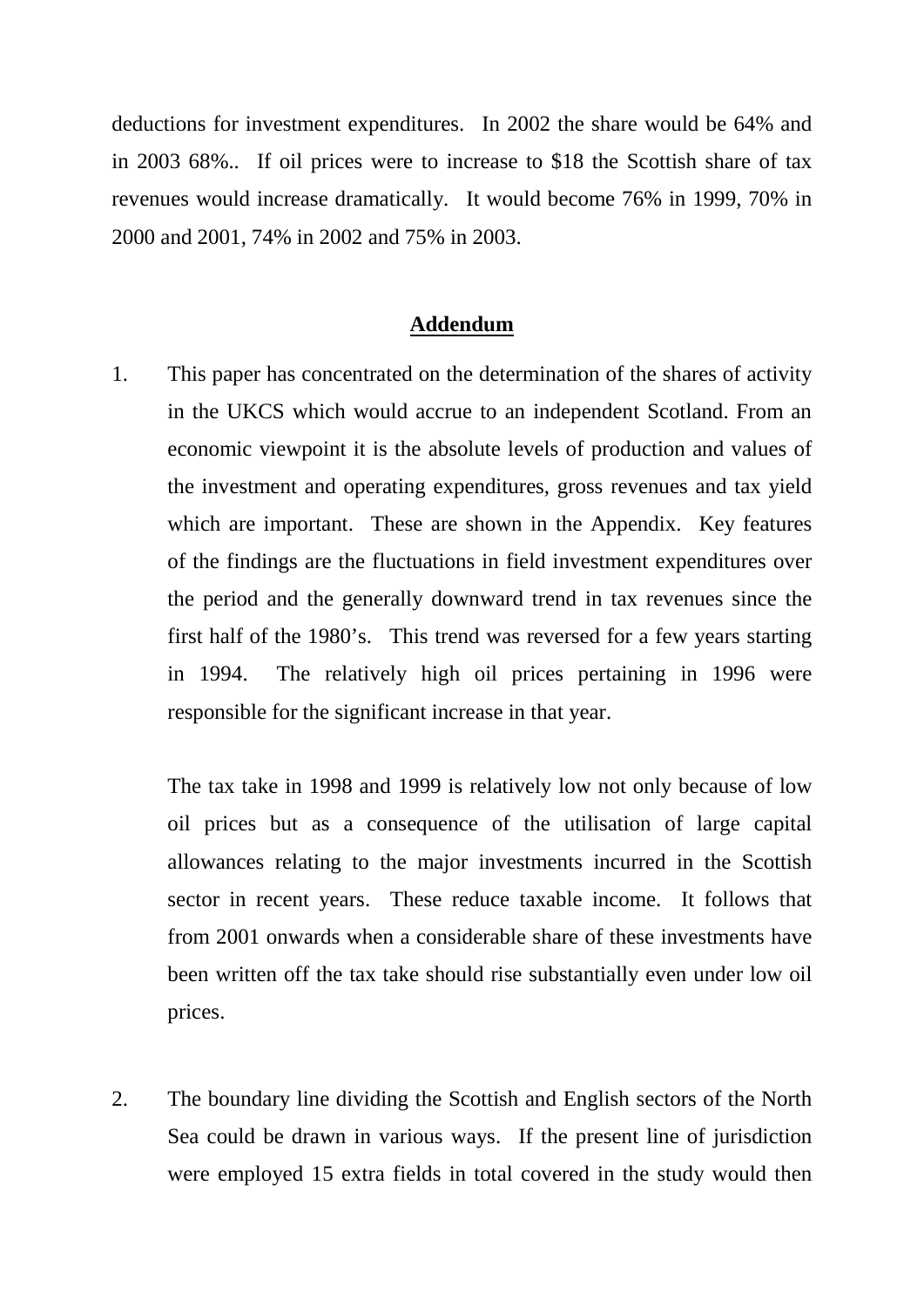deductions for investment expenditures. In 2002 the share would be 64% and in 2003 68%.. If oil prices were to increase to $18 the Scottish share of tax revenues would increase dramatically. It would become 76% in 1999, 70% in 2000 and 2001, 74% in 2002 and 75% in 2003.

## Addendum

1. This paper has concentrated on the determination of the shares of activity in the UKCS which would accrue to an independent Scotland. From an economic viewpoint it is the absolute levels of production and values of the investment and operating expenditures, gross revenues and tax yield which are important. These are shown in the Appendix. Key features of the findings are the fluctuations in field investment expenditures over the period and the generally downward trend in tax revenues since the first half of the 1980's. This trend was reversed for a few years starting in 1994. The relatively high oil prices pertaining in 1996 were responsible for the significant increase in that year.

   The tax take in 1998 and 1999 is relatively low not only because of low oil prices but as a consequence of the utilisation of large capital allowances relating to the major investments incurred in the Scottish sector in recent years. These reduce taxable income. It follows that from 2001 onwards when a considerable share of these investments have been written off the tax take should rise substantially even under low oil prices.

2. The boundary line dividing the Scottish and English sectors of the North Sea could be drawn in various ways. If the present line of jurisdiction were employed 15 extra fields in total covered in the study would then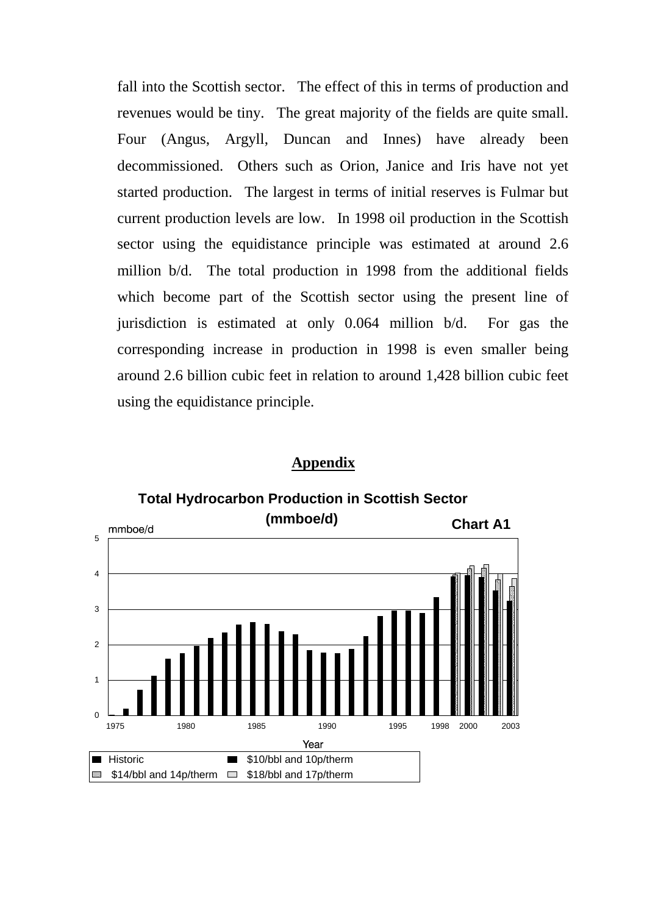fall into the Scottish sector. The effect of this in terms of production and revenues would be tiny. The great majority of the fields are quite small. Four (Angus, Argyll, Duncan and Innes) have already been decommissioned. Others such as Orion, Janice and Iris have not yet started production. The largest in terms of initial reserves is Fulmar but current production levels are low. In 1998 oil production in the Scottish sector using the equidistance principle was estimated at around 2.6 million b/d. The total production in 1998 from the additional fields which become part of the Scottish sector using the present line of jurisdiction is estimated at only 0.064 million b/d. For gas the corresponding increase in production in 1998 is even smaller being around 2.6 billion cubic feet in relation to around 1,428 billion cubic feet using the equidistance principle.

## Appendix

**Total Hydrocarbon Production in Scottish Sector (mmboe/d)**

**Chart A1**

mmboe/d

Year

Legend: Historic; $10/bbl and 10p/therm; $14/bbl and 14p/therm; $18/bbl and 17p/therm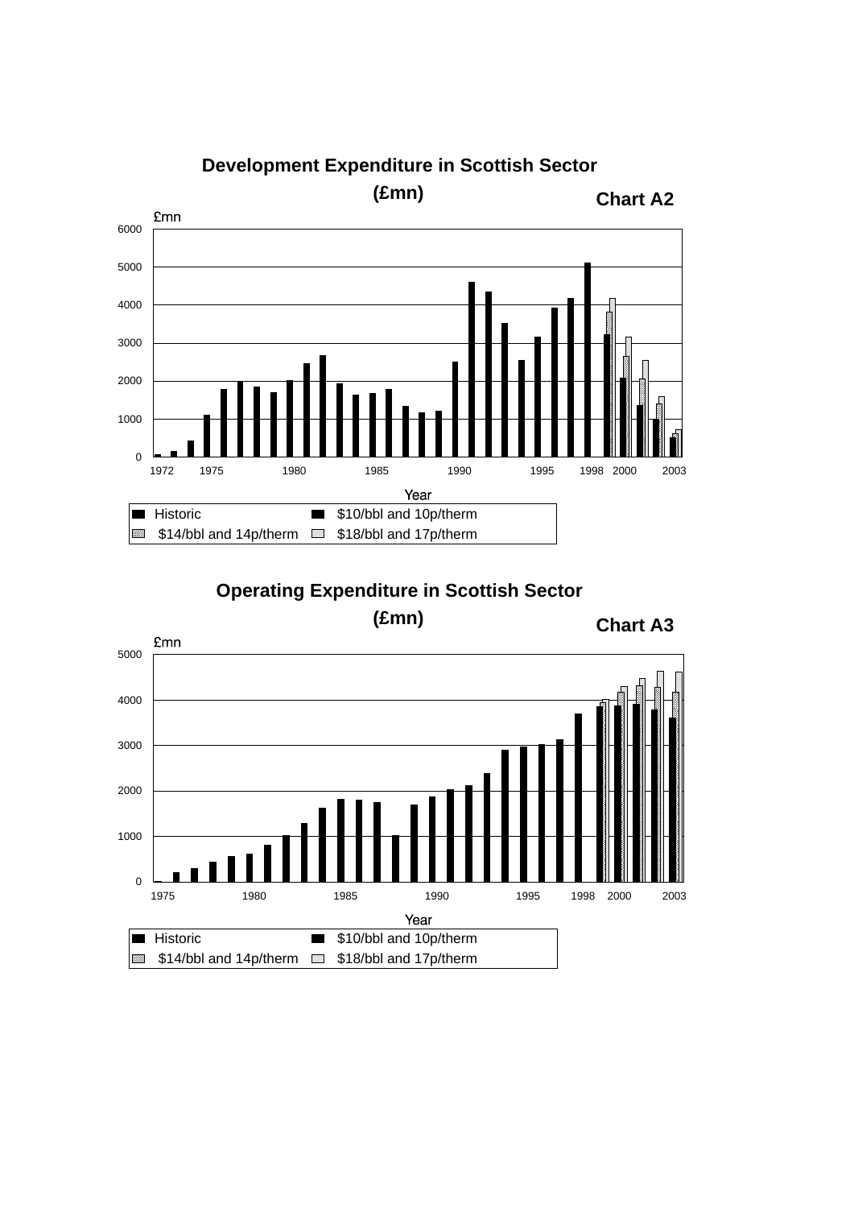**Development Expenditure in Scottish Sector (£mn)**

**Chart A2**

£mn

6000
5000
4000
3000
2000
1000
0

1972 1975 1980 1985 1990 1995 1998 2000 2003

Year

| | |
|---|---|
| Historic | $10/bbl and 10p/therm |
| $14/bbl and 14p/therm | $18/bbl and 17p/therm |

**Operating Expenditure in Scottish Sector (£mn)**

**Chart A3**

£mn

5000
4000
3000
2000
1000
0

1975 1980 1985 1990 1995 1998 2000 2003

Year

| | |
|---|---|
| Historic | $10/bbl and 10p/therm |
| $14/bbl and 14p/therm | $18/bbl and 17p/therm |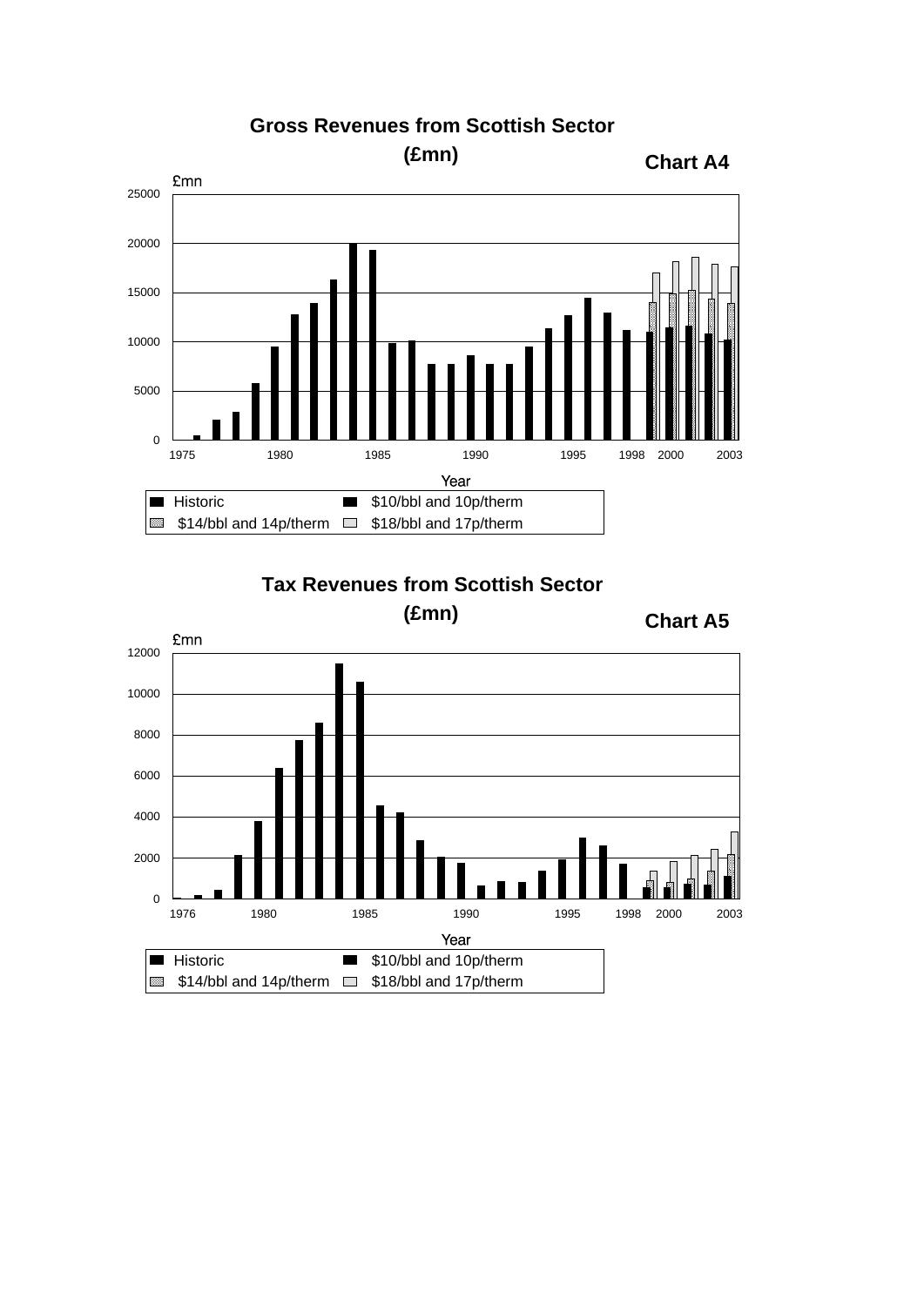## Gross Revenues from Scottish Sector (£mn)

**Chart A4**

£mn

Year

| | |
|---|---|
| Historic | $10/bbl and 10p/therm |
| $14/bbl and 14p/therm | $18/bbl and 17p/therm |

## Tax Revenues from Scottish Sector (£mn)

**Chart A5**

£mn

Year

| | |
|---|---|
| Historic | $10/bbl and 10p/therm |
| $14/bbl and 14p/therm | $18/bbl and 17p/therm |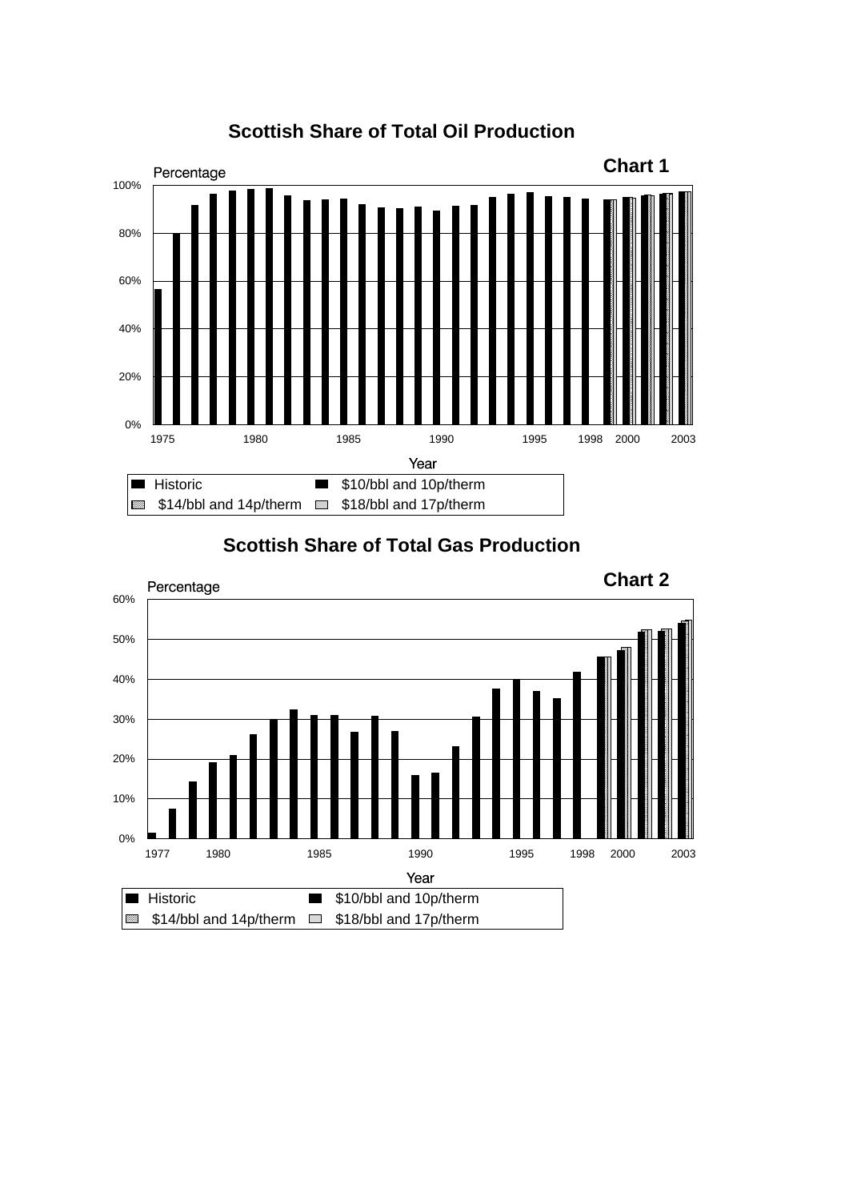## Scottish Share of Total Oil Production

**Chart 1**

Percentage

100%
80%
60%
40%
20%
0%

1975 1980 1985 1990 1995 1998 2000 2003

Year

| | |
|---|---|
| Historic | $10/bbl and 10p/therm |
| $14/bbl and 14p/therm | $18/bbl and 17p/therm |

## Scottish Share of Total Gas Production

**Chart 2**

Percentage

60%
50%
40%
30%
20%
10%
0%

1977 1980 1985 1990 1995 1998 2000 2003

Year

| | |
|---|---|
| Historic | $10/bbl and 10p/therm |
| $14/bbl and 14p/therm | $18/bbl and 17p/therm |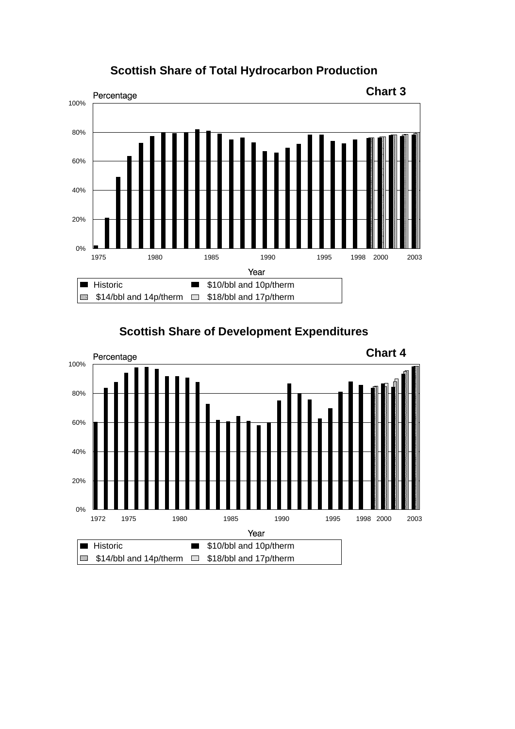## Scottish Share of Total Hydrocarbon Production

**Chart 3**

Percentage

100%

80%

60%

40%

20%

0%

1975 1980 1985 1990 1995 1998 2000 2003

Year

Historic | $10/bbl and 10p/therm | $14/bbl and 14p/therm | $18/bbl and 17p/therm

## Scottish Share of Development Expenditures

**Chart 4**

Percentage

100%

80%

60%

40%

20%

0%

1972 1975 1980 1985 1990 1995 1998 2000 2003

Year

Historic | $10/bbl and 10p/therm | $14/bbl and 14p/therm | $18/bbl and 17p/therm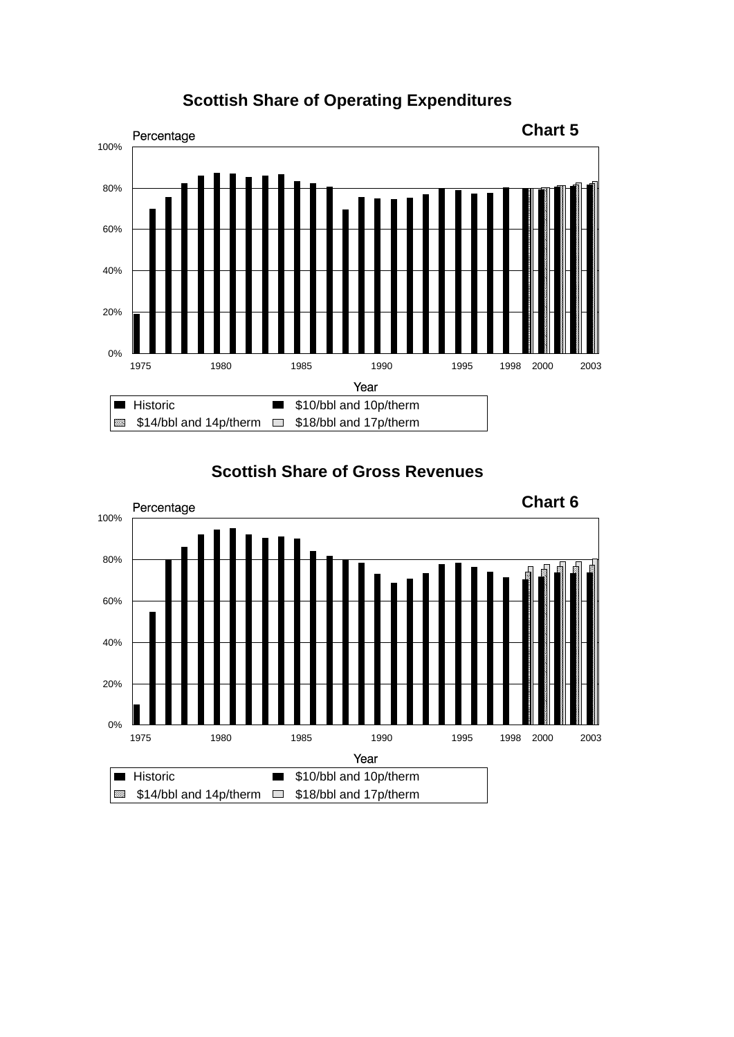## Scottish Share of Operating Expenditures

**Chart 5**

Percentage

100%

80%

60%

40%

20%

0%

1975 1980 1985 1990 1995 1998 2000 2003

Year

Historic | $10/bbl and 10p/therm | $14/bbl and 14p/therm | $18/bbl and 17p/therm

## Scottish Share of Gross Revenues

**Chart 6**

Percentage

100%

80%

60%

40%

20%

0%

1975 1980 1985 1990 1995 1998 2000 2003

Year

Historic | $10/bbl and 10p/therm | $14/bbl and 14p/therm | $18/bbl and 17p/therm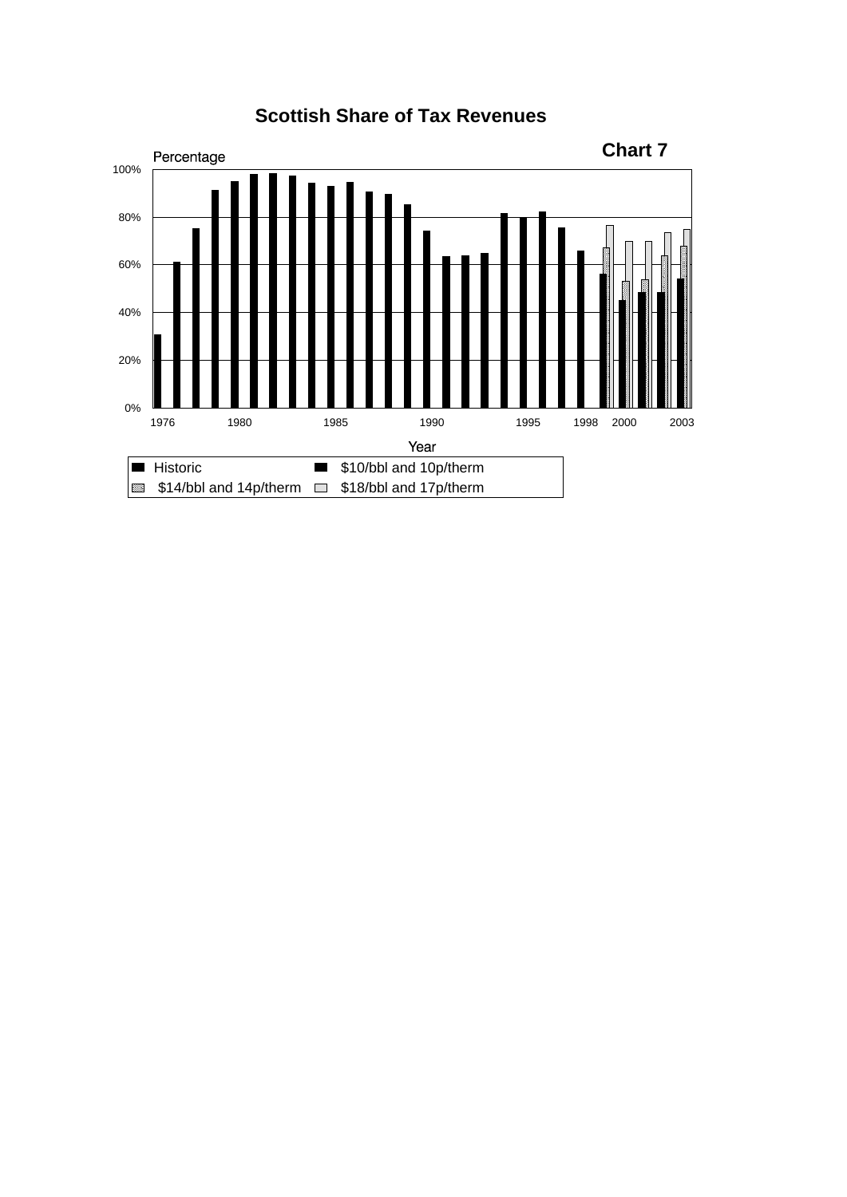## Scottish Share of Tax Revenues

**Chart 7**

Percentage

100%
80%
60%
40%
20%
0%

1976
1980
1985
1990
1995
1998
2000
2003

Year

Historic
$10/bbl and 10p/therm
$14/bbl and 14p/therm
$18/bbl and 17p/therm